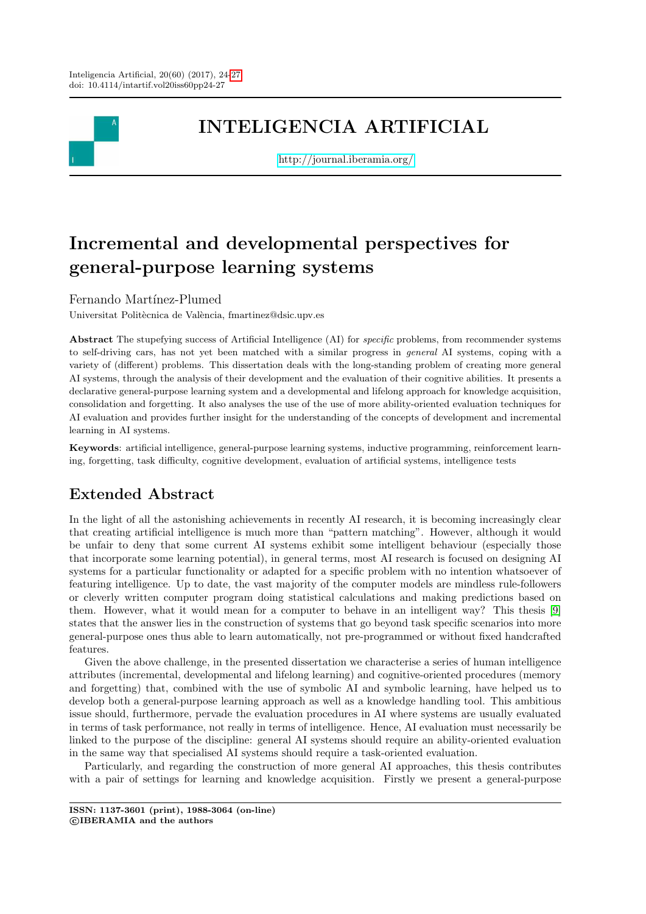# INTELIGENCIA ARTIFICIAL

http://journal.iberamia.org/

# Incremental and developmental perspectives for general-purpose learning systems

Fernando Martínez-Plumed

Universitat Politècnica de València, fmartinez@dsic.upv.es

**Abstract** The stupefying success of Artificial Intelligence (AI) for *specific* problems, from recommender systems to self-driving cars, has not yet been matched with a similar progress in *general* AI systems, coping with a variety of (different) problems. This dissertation deals with the long-standing problem of creating more general AI systems, through the analysis of their development and the evaluation of their cognitive abilities. It presents a declarative general-purpose learning system and a developmental and lifelong approach for knowledge acquisition, consolidation and forgetting. It also analyses the use of the use of more ability-oriented evaluation techniques for AI evaluation and provides further insight for the understanding of the concepts of development and incremental learning in AI systems.

**Keywords**: artificial intelligence, general-purpose learning systems, inductive programming, reinforcement learning, forgetting, task difficulty, cognitive development, evaluation of artificial systems, intelligence tests

## Extended Abstract

In the light of all the astonishing achievements in recently AI research, it is becoming increasingly clear that creating artificial intelligence is much more than "pattern matching". However, although it would be unfair to deny that some current AI systems exhibit some intelligent behaviour (especially those that incorporate some learning potential), in general terms, most AI research is focused on designing AI systems for a particular functionality or adapted for a specific problem with no intention whatsoever of featuring intelligence. Up to date, the vast majority of the computer models are mindless rule-followers or cleverly written computer program doing statistical calculations and making predictions based on them. However, what it would mean for a computer to behave in an intelligent way? This thesis [9] states that the answer lies in the construction of systems that go beyond task specific scenarios into more general-purpose ones thus able to learn automatically, not pre-programmed or without fixed handcrafted features.

Given the above challenge, in the presented dissertation we characterise a series of human intelligence attributes (incremental, developmental and lifelong learning) and cognitive-oriented procedures (memory and forgetting) that, combined with the use of symbolic AI and symbolic learning, have helped us to develop both a general-purpose learning approach as well as a knowledge handling tool. This ambitious issue should, furthermore, pervade the evaluation procedures in AI where systems are usually evaluated in terms of task performance, not really in terms of intelligence. Hence, AI evaluation must necessarily be linked to the purpose of the discipline: general AI systems should require an ability-oriented evaluation in the same way that specialised AI systems should require a task-oriented evaluation.

Particularly, and regarding the construction of more general AI approaches, this thesis contributes with a pair of settings for learning and knowledge acquisition. Firstly we present a general-purpose

**ISSN: 1137-3601 (print), 1988-3064 (on-line)**
**©IBERAMIA and the authors**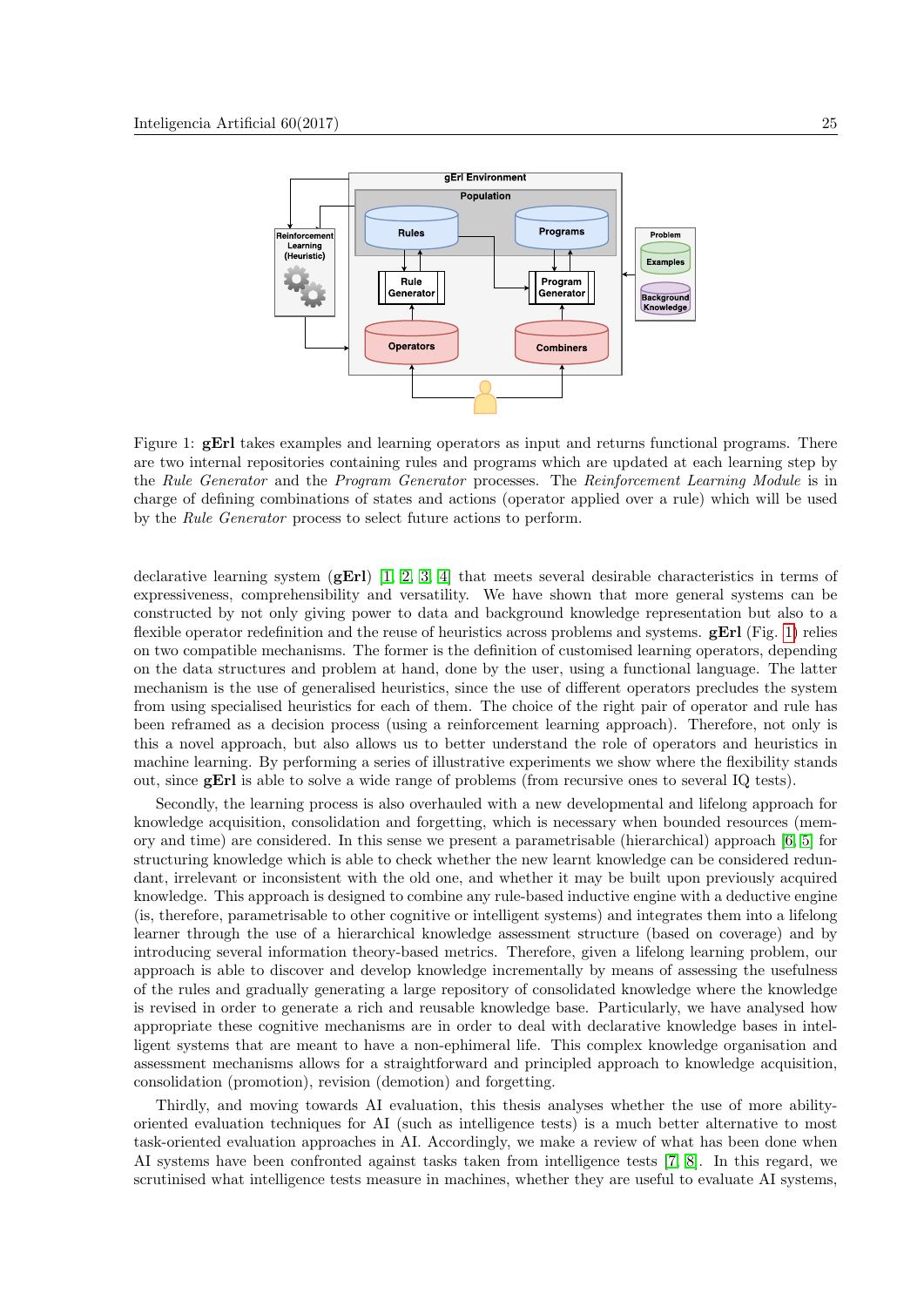Figure 1: **gErl** takes examples and learning operators as input and returns functional programs. There are two internal repositories containing rules and programs which are updated at each learning step by the *Rule Generator* and the *Program Generator* processes. The *Reinforcement Learning Module* is in charge of defining combinations of states and actions (operator applied over a rule) which will be used by the *Rule Generator* process to select future actions to perform.

declarative learning system (**gErl**) [1, 2, 3, 4] that meets several desirable characteristics in terms of expressiveness, comprehensibility and versatility. We have shown that more general systems can be constructed by not only giving power to data and background knowledge representation but also to a flexible operator redefinition and the reuse of heuristics across problems and systems. **gErl** (Fig. 1) relies on two compatible mechanisms. The former is the definition of customised learning operators, depending on the data structures and problem at hand, done by the user, using a functional language. The latter mechanism is the use of generalised heuristics, since the use of different operators precludes the system from using specialised heuristics for each of them. The choice of the right pair of operator and rule has been reframed as a decision process (using a reinforcement learning approach). Therefore, not only is this a novel approach, but also allows us to better understand the role of operators and heuristics in machine learning. By performing a series of illustrative experiments we show where the flexibility stands out, since **gErl** is able to solve a wide range of problems (from recursive ones to several IQ tests).

Secondly, the learning process is also overhauled with a new developmental and lifelong approach for knowledge acquisition, consolidation and forgetting, which is necessary when bounded resources (memory and time) are considered. In this sense we present a parametrisable (hierarchical) approach [6, 5] for structuring knowledge which is able to check whether the new learnt knowledge can be considered redundant, irrelevant or inconsistent with the old one, and whether it may be built upon previously acquired knowledge. This approach is designed to combine any rule-based inductive engine with a deductive engine (is, therefore, parametrisable to other cognitive or intelligent systems) and integrates them into a lifelong learner through the use of a hierarchical knowledge assessment structure (based on coverage) and by introducing several information theory-based metrics. Therefore, given a lifelong learning problem, our approach is able to discover and develop knowledge incrementally by means of assessing the usefulness of the rules and gradually generating a large repository of consolidated knowledge where the knowledge is revised in order to generate a rich and reusable knowledge base. Particularly, we have analysed how appropriate these cognitive mechanisms are in order to deal with declarative knowledge bases in intelligent systems that are meant to have a non-ephemeral life. This complex knowledge organisation and assessment mechanisms allows for a straightforward and principled approach to knowledge acquisition, consolidation (promotion), revision (demotion) and forgetting.

Thirdly, and moving towards AI evaluation, this thesis analyses whether the use of more ability-oriented evaluation techniques for AI (such as intelligence tests) is a much better alternative to most task-oriented evaluation approaches in AI. Accordingly, we make a review of what has been done when AI systems have been confronted against tasks taken from intelligence tests [7, 8]. In this regard, we scrutinised what intelligence tests measure in machines, whether they are useful to evaluate AI systems,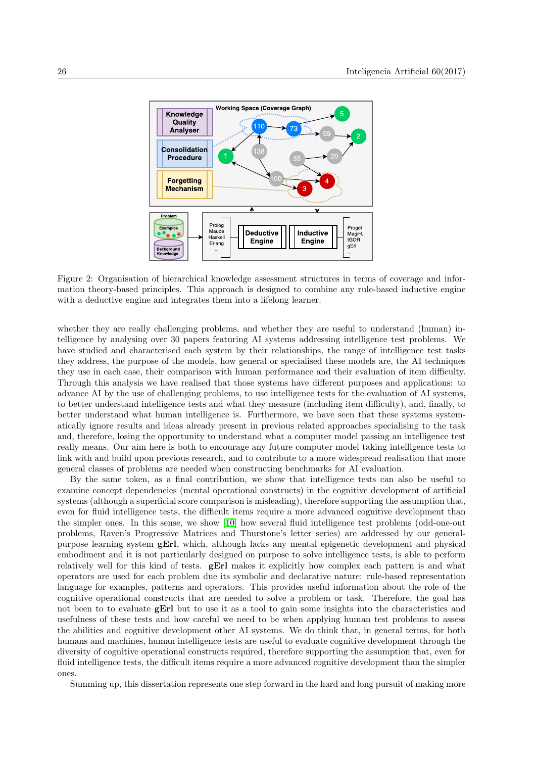Figure 2: Organisation of hierarchical knowledge assessment structures in terms of coverage and information theory-based principles. This approach is designed to combine any rule-based inductive engine with a deductive engine and integrates them into a lifelong learner.

whether they are really challenging problems, and whether they are useful to understand (human) intelligence by analysing over 30 papers featuring AI systems addressing intelligence test problems. We have studied and characterised each system by their relationships, the range of intelligence test tasks they address, the purpose of the models, how general or specialised these models are, the AI techniques they use in each case, their comparison with human performance and their evaluation of item difficulty. Through this analysis we have realised that those systems have different purposes and applications: to advance AI by the use of challenging problems, to use intelligence tests for the evaluation of AI systems, to better understand intelligence tests and what they measure (including item difficulty), and, finally, to better understand what human intelligence is. Furthermore, we have seen that these systems systematically ignore results and ideas already present in previous related approaches specialising to the task and, therefore, losing the opportunity to understand what a computer model passing an intelligence test really means. Our aim here is both to encourage any future computer model taking intelligence tests to link with and build upon previous research, and to contribute to a more widespread realisation that more general classes of problems are needed when constructing benchmarks for AI evaluation.

By the same token, as a final contribution, we show that intelligence tests can also be useful to examine concept dependencies (mental operational constructs) in the cognitive development of artificial systems (although a superficial score comparison is misleading), therefore supporting the assumption that, even for fluid intelligence tests, the difficult items require a more advanced cognitive development than the simpler ones. In this sense, we show [10] how several fluid intelligence test problems (odd-one-out problems, Raven's Progressive Matrices and Thurstone's letter series) are addressed by our general-purpose learning system **gErl**, which, although lacks any mental epigenetic development and physical embodiment and it is not particularly designed on purpose to solve intelligence tests, is able to perform relatively well for this kind of tests. **gErl** makes it explicitly how complex each pattern is and what operators are used for each problem due its symbolic and declarative nature: rule-based representation language for examples, patterns and operators. This provides useful information about the role of the cognitive operational constructs that are needed to solve a problem or task. Therefore, the goal has not been to to evaluate **gErl** but to use it as a tool to gain some insights into the characteristics and usefulness of these tests and how careful we need to be when applying human test problems to assess the abilities and cognitive development other AI systems. We do think that, in general terms, for both humans and machines, human intelligence tests are useful to evaluate cognitive development through the diversity of cognitive operational constructs required, therefore supporting the assumption that, even for fluid intelligence tests, the difficult items require a more advanced cognitive development than the simpler ones.

Summing up, this dissertation represents one step forward in the hard and long pursuit of making more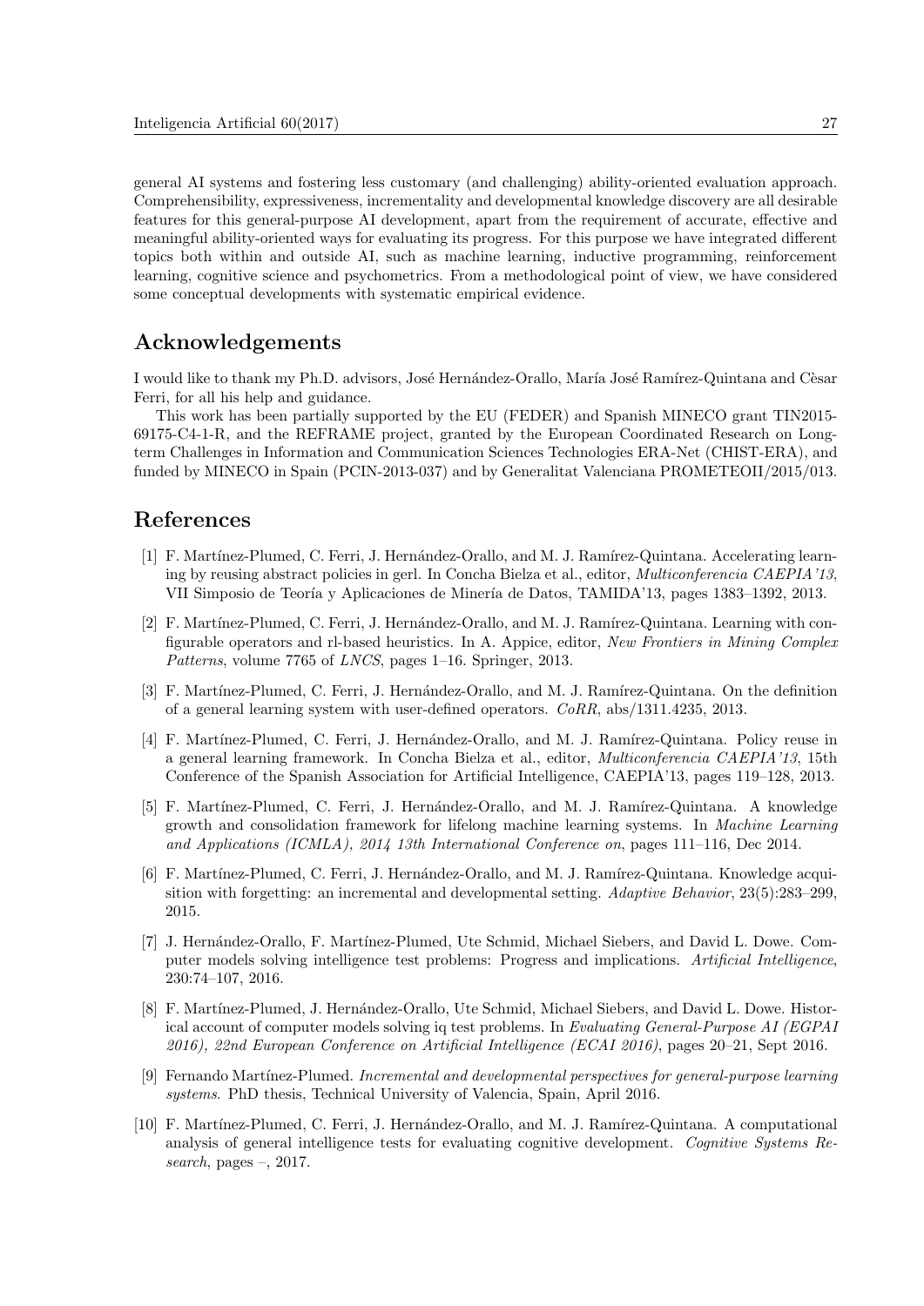general AI systems and fostering less customary (and challenging) ability-oriented evaluation approach. Comprehensibility, expressiveness, incrementality and developmental knowledge discovery are all desirable features for this general-purpose AI development, apart from the requirement of accurate, effective and meaningful ability-oriented ways for evaluating its progress. For this purpose we have integrated different topics both within and outside AI, such as machine learning, inductive programming, reinforcement learning, cognitive science and psychometrics. From a methodological point of view, we have considered some conceptual developments with systematic empirical evidence.

## Acknowledgements

I would like to thank my Ph.D. advisors, José Hernández-Orallo, María José Ramírez-Quintana and Cèsar Ferri, for all his help and guidance.

This work has been partially supported by the EU (FEDER) and Spanish MINECO grant TIN2015-69175-C4-1-R, and the REFRAME project, granted by the European Coordinated Research on Long-term Challenges in Information and Communication Sciences Technologies ERA-Net (CHIST-ERA), and funded by MINECO in Spain (PCIN-2013-037) and by Generalitat Valenciana PROMETEOII/2015/013.

## References

[1] F. Martínez-Plumed, C. Ferri, J. Hernández-Orallo, and M. J. Ramírez-Quintana. Accelerating learning by reusing abstract policies in gerl. In Concha Bielza et al., editor, *Multiconferencia CAEPIA'13*, VII Simposio de Teoría y Aplicaciones de Minería de Datos, TAMIDA'13, pages 1383–1392, 2013.

[2] F. Martínez-Plumed, C. Ferri, J. Hernández-Orallo, and M. J. Ramírez-Quintana. Learning with configurable operators and rl-based heuristics. In A. Appice, editor, *New Frontiers in Mining Complex Patterns*, volume 7765 of *LNCS*, pages 1–16. Springer, 2013.

[3] F. Martínez-Plumed, C. Ferri, J. Hernández-Orallo, and M. J. Ramírez-Quintana. On the definition of a general learning system with user-defined operators. *CoRR*, abs/1311.4235, 2013.

[4] F. Martínez-Plumed, C. Ferri, J. Hernández-Orallo, and M. J. Ramírez-Quintana. Policy reuse in a general learning framework. In Concha Bielza et al., editor, *Multiconferencia CAEPIA'13*, 15th Conference of the Spanish Association for Artificial Intelligence, CAEPIA'13, pages 119–128, 2013.

[5] F. Martínez-Plumed, C. Ferri, J. Hernández-Orallo, and M. J. Ramírez-Quintana. A knowledge growth and consolidation framework for lifelong machine learning systems. In *Machine Learning and Applications (ICMLA), 2014 13th International Conference on*, pages 111–116, Dec 2014.

[6] F. Martínez-Plumed, C. Ferri, J. Hernández-Orallo, and M. J. Ramírez-Quintana. Knowledge acquisition with forgetting: an incremental and developmental setting. *Adaptive Behavior*, 23(5):283–299, 2015.

[7] J. Hernández-Orallo, F. Martínez-Plumed, Ute Schmid, Michael Siebers, and David L. Dowe. Computer models solving intelligence test problems: Progress and implications. *Artificial Intelligence*, 230:74–107, 2016.

[8] F. Martínez-Plumed, J. Hernández-Orallo, Ute Schmid, Michael Siebers, and David L. Dowe. Historical account of computer models solving iq test problems. In *Evaluating General-Purpose AI (EGPAI 2016), 22nd European Conference on Artificial Intelligence (ECAI 2016)*, pages 20–21, Sept 2016.

[9] Fernando Martínez-Plumed. *Incremental and developmental perspectives for general-purpose learning systems*. PhD thesis, Technical University of Valencia, Spain, April 2016.

[10] F. Martínez-Plumed, C. Ferri, J. Hernández-Orallo, and M. J. Ramírez-Quintana. A computational analysis of general intelligence tests for evaluating cognitive development. *Cognitive Systems Research*, pages –, 2017.